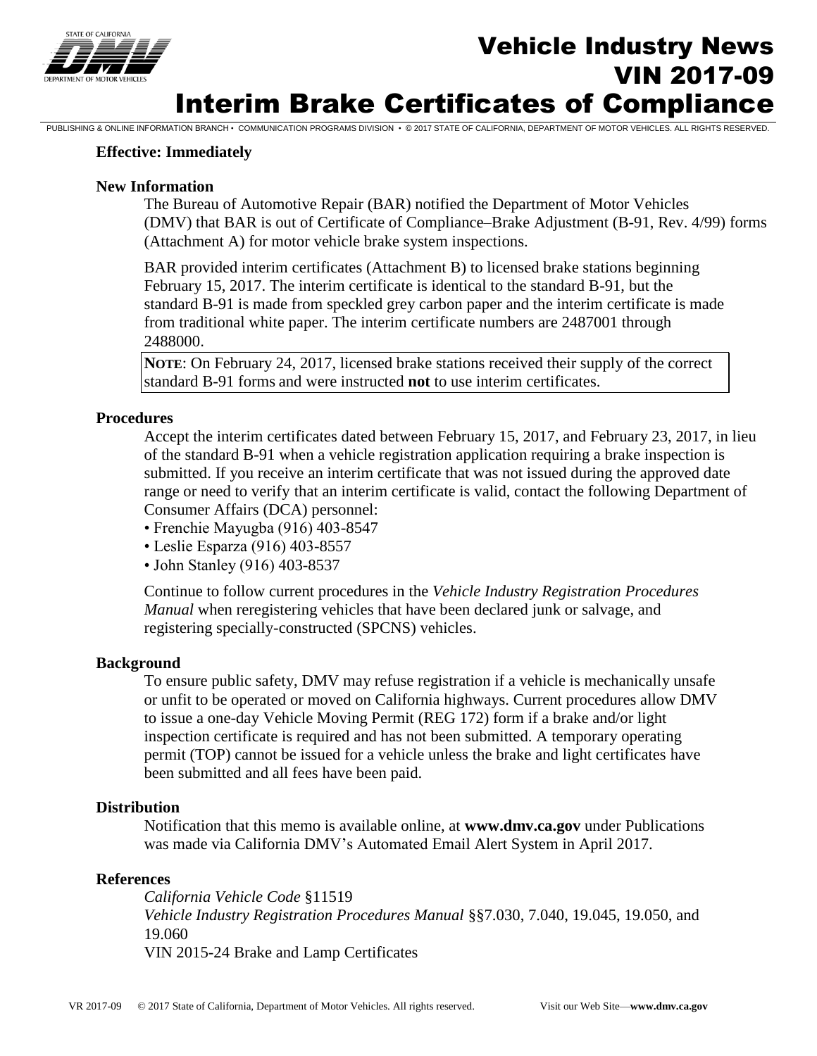# Vehicle Industry News
# VIN 2017-09
# Interim Brake Certificates of Compliance

PUBLISHING & ONLINE INFORMATION BRANCH • COMMUNICATION PROGRAMS DIVISION • © 2017 STATE OF CALIFORNIA, DEPARTMENT OF MOTOR VEHICLES. ALL RIGHTS RESERVED.

**Effective: Immediately**

## New Information

The Bureau of Automotive Repair (BAR) notified the Department of Motor Vehicles (DMV) that BAR is out of Certificate of Compliance–Brake Adjustment (B-91, Rev. 4/99) forms (Attachment A) for motor vehicle brake system inspections.

BAR provided interim certificates (Attachment B) to licensed brake stations beginning February 15, 2017. The interim certificate is identical to the standard B-91, but the standard B-91 is made from speckled grey carbon paper and the interim certificate is made from traditional white paper. The interim certificate numbers are 2487001 through 2488000.

> **NOTE**: On February 24, 2017, licensed brake stations received their supply of the correct standard B-91 forms and were instructed **not** to use interim certificates.

## Procedures

Accept the interim certificates dated between February 15, 2017, and February 23, 2017, in lieu of the standard B-91 when a vehicle registration application requiring a brake inspection is submitted. If you receive an interim certificate that was not issued during the approved date range or need to verify that an interim certificate is valid, contact the following Department of Consumer Affairs (DCA) personnel:

- Frenchie Mayugba (916) 403-8547
- Leslie Esparza (916) 403-8557
- John Stanley (916) 403-8537

Continue to follow current procedures in the *Vehicle Industry Registration Procedures Manual* when reregistering vehicles that have been declared junk or salvage, and registering specially-constructed (SPCNS) vehicles.

## Background

To ensure public safety, DMV may refuse registration if a vehicle is mechanically unsafe or unfit to be operated or moved on California highways. Current procedures allow DMV to issue a one-day Vehicle Moving Permit (REG 172) form if a brake and/or light inspection certificate is required and has not been submitted. A temporary operating permit (TOP) cannot be issued for a vehicle unless the brake and light certificates have been submitted and all fees have been paid.

## Distribution

Notification that this memo is available online, at **www.dmv.ca.gov** under Publications was made via California DMV's Automated Email Alert System in April 2017.

## References

*California Vehicle Code* §11519
*Vehicle Industry Registration Procedures Manual* §§7.030, 7.040, 19.045, 19.050, and 19.060
VIN 2015-24 Brake and Lamp Certificates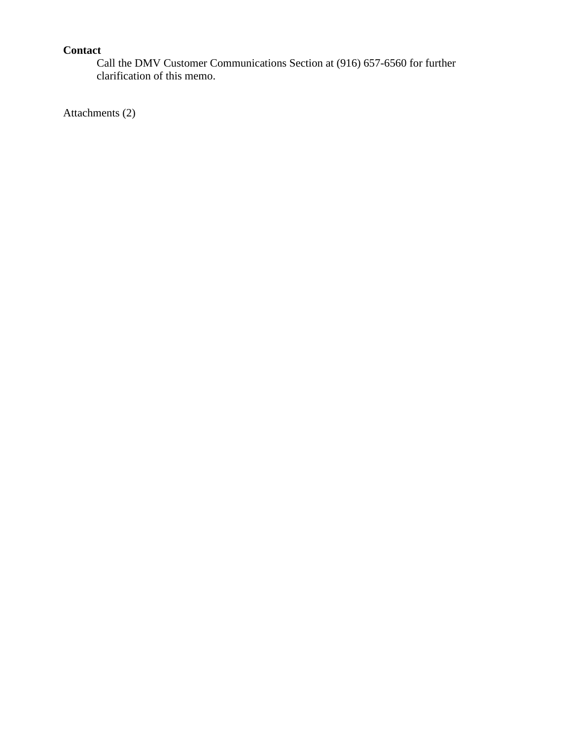**Contact**

Call the DMV Customer Communications Section at (916) 657-6560 for further clarification of this memo.

Attachments (2)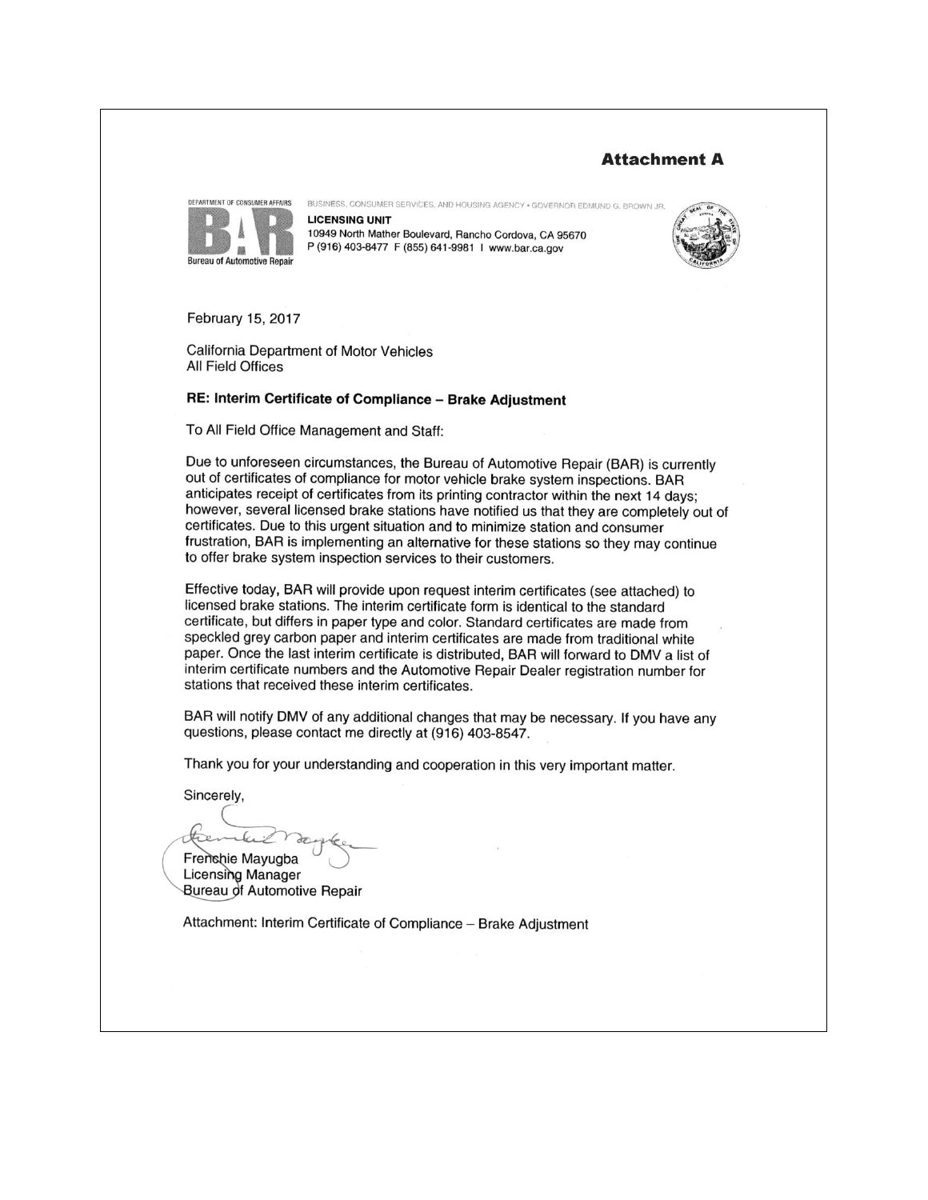**Attachment A**

DEPARTMENT OF CONSUMER AFFAIRS

Bureau of Automotive Repair

BUSINESS, CONSUMER SERVICES, AND HOUSING AGENCY • GOVERNOR EDMUND G. BROWN JR.

**LICENSING UNIT**
10949 North Mather Boulevard, Rancho Cordova, CA 95670
P (916) 403-8477 F (855) 641-9981 | www.bar.ca.gov

February 15, 2017

California Department of Motor Vehicles
All Field Offices

**RE: Interim Certificate of Compliance – Brake Adjustment**

To All Field Office Management and Staff:

Due to unforeseen circumstances, the Bureau of Automotive Repair (BAR) is currently out of certificates of compliance for motor vehicle brake system inspections. BAR anticipates receipt of certificates from its printing contractor within the next 14 days; however, several licensed brake stations have notified us that they are completely out of certificates. Due to this urgent situation and to minimize station and consumer frustration, BAR is implementing an alternative for these stations so they may continue to offer brake system inspection services to their customers.

Effective today, BAR will provide upon request interim certificates (see attached) to licensed brake stations. The interim certificate form is identical to the standard certificate, but differs in paper type and color. Standard certificates are made from speckled grey carbon paper and interim certificates are made from traditional white paper. Once the last interim certificate is distributed, BAR will forward to DMV a list of interim certificate numbers and the Automotive Repair Dealer registration number for stations that received these interim certificates.

BAR will notify DMV of any additional changes that may be necessary. If you have any questions, please contact me directly at (916) 403-8547.

Thank you for your understanding and cooperation in this very important matter.

Sincerely,

Frenchie Mayugba
Licensing Manager
Bureau of Automotive Repair

Attachment: Interim Certificate of Compliance – Brake Adjustment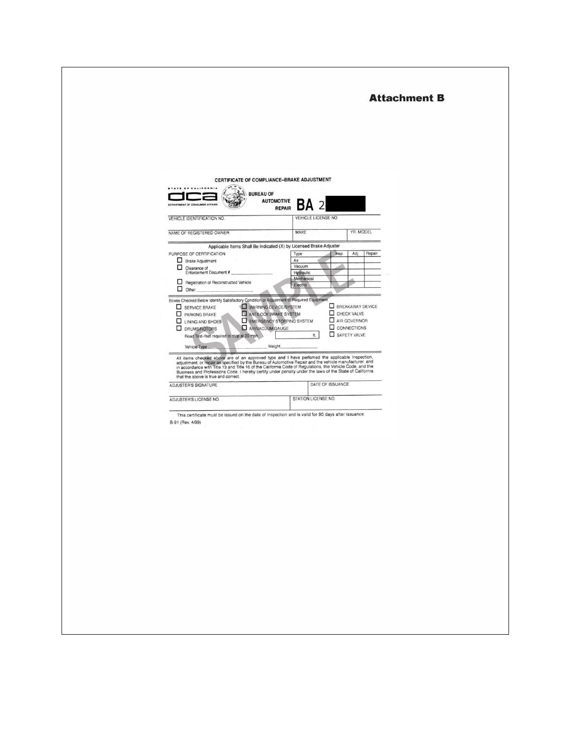**Attachment B**

## CERTIFICATE OF COMPLIANCE–BRAKE ADJUSTMENT

STATE OF CALIFORNIA
dca
DEPARTMENT OF CONSUMER AFFAIRS

BUREAU OF AUTOMOTIVE REPAIR

BA 2

| | | |
|---|---|---|
| VEHICLE IDENTIFICATION NO. | VEHICLE LICENSE NO. | |
| NAME OF REGISTERED OWNER | MAKE | YR. MODEL |

Applicable Items Shall Be Indicated (X) by Licensed Brake Adjuster

PURPOSE OF CERTIFICATION

- ☐ Brake Adjustment
- ☐ Clearance of Enforcement Document # ________________
- ☐ Registration of Reconstructed Vehicle
- ☐ Other ________________

| Type | Insp. | Adj. | Repair |
|---|---|---|---|
| Air | | | |
| Vacuum | | | |
| Hydraulic | | | |
| Mechanical | | | |
| Electric | | | |

Boxes Checked Below Identify Satisfactory Condition or Adjustment of Required Equipment

- ☐ SERVICE BRAKE
- ☐ PARKING BRAKE
- ☐ LINING AND SHOES
- ☐ DRUMS/ROTORS
- ☐ WARNING DEVICE/SYSTEM
- ☐ ANTILOCK BRAKE SYSTEM
- ☐ EMERGENCY STOPPING SYSTEM
- ☐ AIR/VACUUM GAUGE
- ☐ BREAKAWAY DEVICE
- ☐ CHECK VALVE
- ☐ AIR GOVERNOR
- ☐ CONNECTIONS
- ☐ SAFETY VALVE

Road Test–feet required to stop at 20 mph ________ ft.

Vehicle Type ________________ Weight ________________

All items checked above are of an approved type and I have perfomed the applicable Inspection, adjustment, or repair as specified by the Bureau of Automotive Repair and the vehicle manufacturer, and in accordance with Title 13 and Title 16 of the California Code of Regulations, the Vehicle Code, and the Business and Professions Code. I hereby certify under penalty under the laws of the State of California that the above is true and correct.

| | |
|---|---|
| ADJUSTER'S SIGNATURE | DATE OF ISSUANCE |
| ADJUSTER'S LICENSE NO. | STATION LICENSE NO. |

This certificate must be issued on the date of inspection and is valid for 90 days after issuance.

B-91 (Rev. 4/99)

SAMPLE